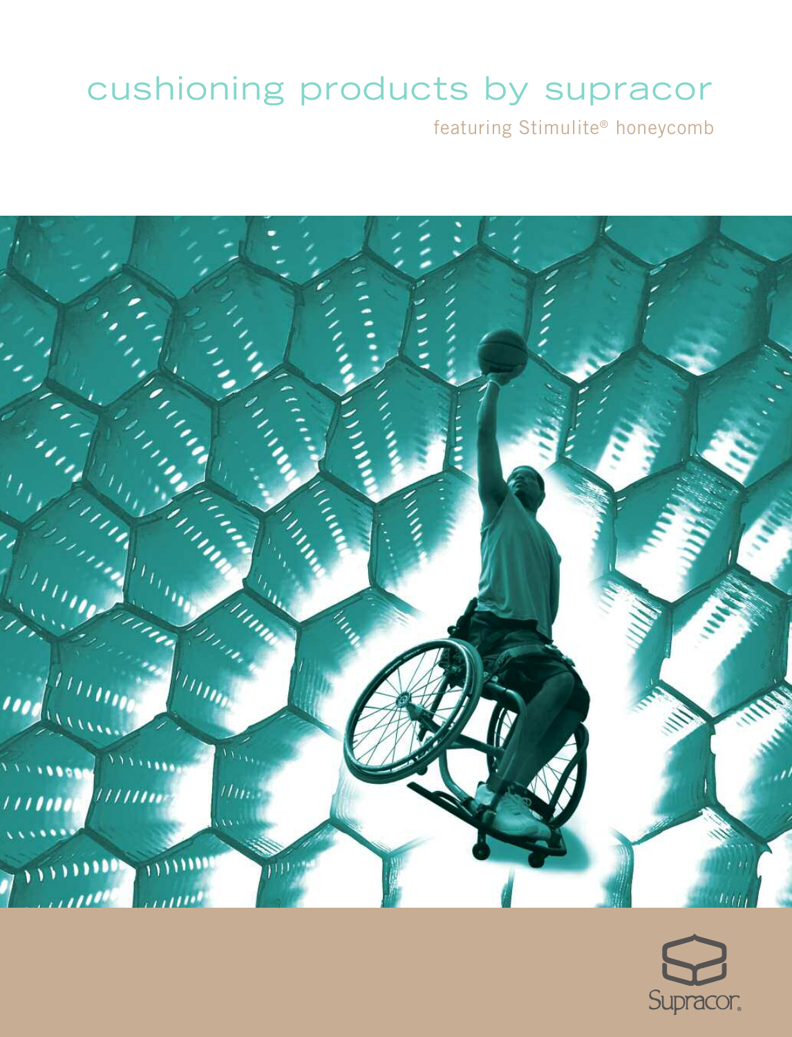# cushioning products by supracor

featuring Stimulite® honeycomb

Supracor®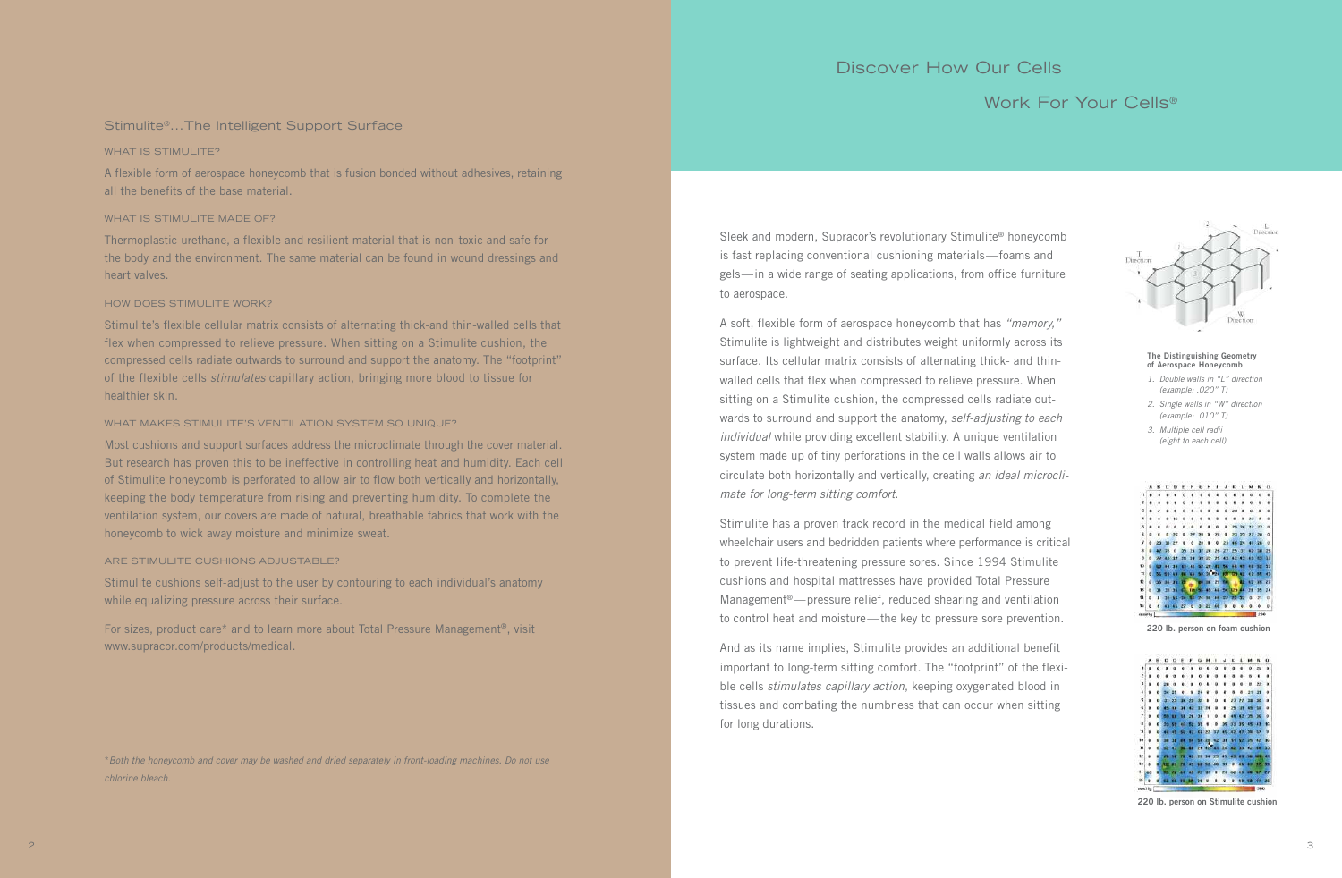## Stimulite®...The Intelligent Support Surface

### WHAT IS STIMULITE?

A flexible form of aerospace honeycomb that is fusion bonded without adhesives, retaining all the benefits of the base material.

### WHAT IS STIMULITE MADE OF?

Thermoplastic urethane, a flexible and resilient material that is non-toxic and safe for the body and the environment. The same material can be found in wound dressings and heart valves.

### HOW DOES STIMULITE WORK?

Stimulite's flexible cellular matrix consists of alternating thick-and thin-walled cells that flex when compressed to relieve pressure. When sitting on a Stimulite cushion, the compressed cells radiate outwards to surround and support the anatomy. The "footprint" of the flexible cells *stimulates* capillary action, bringing more blood to tissue for healthier skin.

### WHAT MAKES STIMULITE'S VENTILATION SYSTEM SO UNIQUE?

Most cushions and support surfaces address the microclimate through the cover material. But research has proven this to be ineffective in controlling heat and humidity. Each cell of Stimulite honeycomb is perforated to allow air to flow both vertically and horizontally, keeping the body temperature from rising and preventing humidity. To complete the ventilation system, our covers are made of natural, breathable fabrics that work with the honeycomb to wick away moisture and minimize sweat.

### ARE STIMULITE CUSHIONS ADJUSTABLE?

Stimulite cushions self-adjust to the user by contouring to each individual's anatomy while equalizing pressure across their surface.

For sizes, product care* and to learn more about Total Pressure Management®, visit www.supracor.com/products/medical.

*\*Both the honeycomb and cover may be washed and dried separately in front-loading machines. Do not use chlorine bleach.*

# Discover How Our Cells Work For Your Cells®

Sleek and modern, Supracor's revolutionary Stimulite® honeycomb is fast replacing conventional cushioning materials—foams and gels—in a wide range of seating applications, from office furniture to aerospace.

A soft, flexible form of aerospace honeycomb that has *"memory,"* Stimulite is lightweight and distributes weight uniformly across its surface. Its cellular matrix consists of alternating thick- and thin-walled cells that flex when compressed to relieve pressure. When sitting on a Stimulite cushion, the compressed cells radiate outwards to surround and support the anatomy, *self-adjusting to each individual* while providing excellent stability. A unique ventilation system made up of tiny perforations in the cell walls allows air to circulate both horizontally and vertically, creating *an ideal microclimate for long-term sitting comfort.*

Stimulite has a proven track record in the medical field among wheelchair users and bedridden patients where performance is critical to prevent life-threatening pressure sores. Since 1994 Stimulite cushions and hospital mattresses have provided Total Pressure Management®—pressure relief, reduced shearing and ventilation to control heat and moisture—the key to pressure sore prevention.

And as its name implies, Stimulite provides an additional benefit important to long-term sitting comfort. The "footprint" of the flexible cells *stimulates capillary action*, keeping oxygenated blood in tissues and combating the numbness that can occur when sitting for long durations.

**The Distinguishing Geometry of Aerospace Honeycomb**

1. *Double walls in "L" direction (example: .020" T)*
2. *Single walls in "W" direction (example: .010" T)*
3. *Multiple cell radii (eight to each cell)*

**220 lb. person on foam cushion**

**220 lb. person on Stimulite cushion**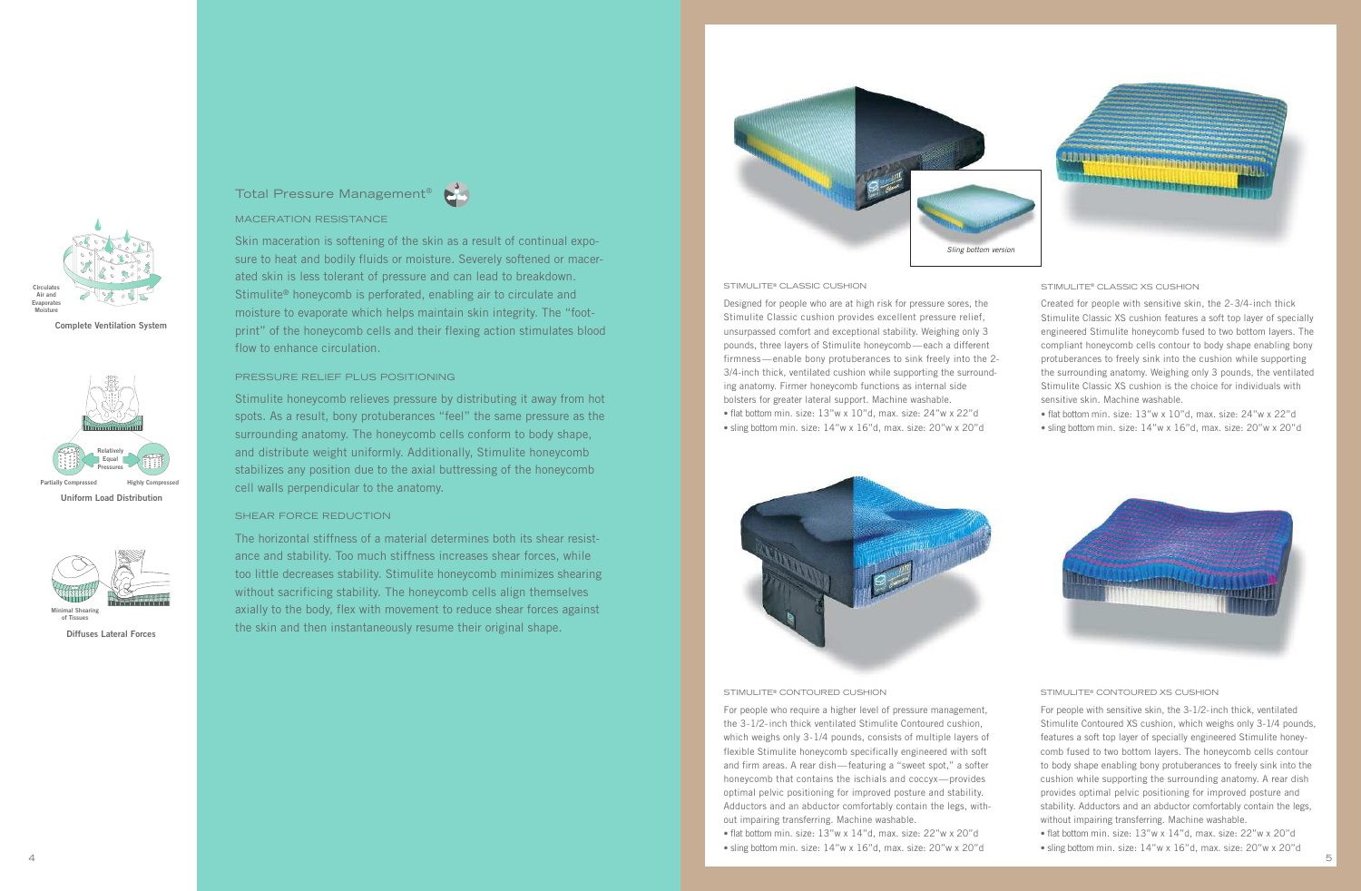Circulates Air and Evaporates Moisture

**Complete Ventilation System**

Relatively Equal Pressures

Partially Compressed

Highly Compressed

**Uniform Load Distribution**

Minimal Shearing of Tissues

**Diffuses Lateral Forces**

## Total Pressure Management®

### MACERATION RESISTANCE

Skin maceration is softening of the skin as a result of continual exposure to heat and bodily fluids or moisture. Severely softened or macerated skin is less tolerant of pressure and can lead to breakdown. Stimulite® honeycomb is perforated, enabling air to circulate and moisture to evaporate which helps maintain skin integrity. The "footprint" of the honeycomb cells and their flexing action stimulates blood flow to enhance circulation.

### PRESSURE RELIEF PLUS POSITIONING

Stimulite honeycomb relieves pressure by distributing it away from hot spots. As a result, bony protuberances "feel" the same pressure as the surrounding anatomy. The honeycomb cells conform to body shape, and distribute weight uniformly. Additionally, Stimulite honeycomb stabilizes any position due to the axial buttressing of the honeycomb cell walls perpendicular to the anatomy.

### SHEAR FORCE REDUCTION

The horizontal stiffness of a material determines both its shear resistance and stability. Too much stiffness increases shear forces, while too little decreases stability. Stimulite honeycomb minimizes shearing without sacrificing stability. The honeycomb cells align themselves axially to the body, flex with movement to reduce shear forces against the skin and then instantaneously resume their original shape.

*Sling bottom version*

### STIMULITE® CLASSIC CUSHION

Designed for people who are at high risk for pressure sores, the Stimulite Classic cushion provides excellent pressure relief, unsurpassed comfort and exceptional stability. Weighing only 3 pounds, three layers of Stimulite honeycomb—each a different firmness—enable bony protuberances to sink freely into the 2-3/4-inch thick, ventilated cushion while supporting the surrounding anatomy. Firmer honeycomb functions as internal side bolsters for greater lateral support. Machine washable.

- flat bottom min. size: 13"w x 10"d, max. size: 24"w x 22"d
- sling bottom min. size: 14"w x 16"d, max. size: 20"w x 20"d

### STIMULITE® CLASSIC XS CUSHION

Created for people with sensitive skin, the 2-3/4-inch thick Stimulite Classic XS cushion features a soft top layer of specially engineered Stimulite honeycomb fused to two bottom layers. The compliant honeycomb cells contour to body shape enabling bony protuberances to freely sink into the cushion while supporting the surrounding anatomy. Weighing only 3 pounds, the ventilated Stimulite Classic XS cushion is the choice for individuals with sensitive skin. Machine washable.

- flat bottom min. size: 13"w x 10"d, max. size: 24"w x 22"d
- sling bottom min. size: 14"w x 16"d, max. size: 20"w x 20"d

### STIMULITE® CONTOURED CUSHION

For people who require a higher level of pressure management, the 3-1/2-inch thick ventilated Stimulite Contoured cushion, which weighs only 3-1/4 pounds, consists of multiple layers of flexible Stimulite honeycomb specifically engineered with soft and firm areas. A rear dish—featuring a "sweet spot," a softer honeycomb that contains the ischials and coccyx—provides optimal pelvic positioning for improved posture and stability. Adductors and an abductor comfortably contain the legs, without impairing transferring. Machine washable.

- flat bottom min. size: 13"w x 14"d, max. size: 22"w x 20"d
- sling bottom min. size: 14"w x 16"d, max. size: 20"w x 20"d

### STIMULITE® CONTOURED XS CUSHION

For people with sensitive skin, the 3-1/2-inch thick, ventilated Stimulite Contoured XS cushion, which weighs only 3-1/4 pounds, features a soft top layer of specially engineered Stimulite honeycomb fused to two bottom layers. The honeycomb cells contour to body shape enabling bony protuberances to freely sink into the cushion while supporting the surrounding anatomy. A rear dish provides optimal pelvic positioning for improved posture and stability. Adductors and an abductor comfortably contain the legs, without impairing transferring. Machine washable.

- flat bottom min. size: 13"w x 14"d, max. size: 22"w x 20"d
- sling bottom min. size: 14"w x 16"d, max. size: 20"w x 20"d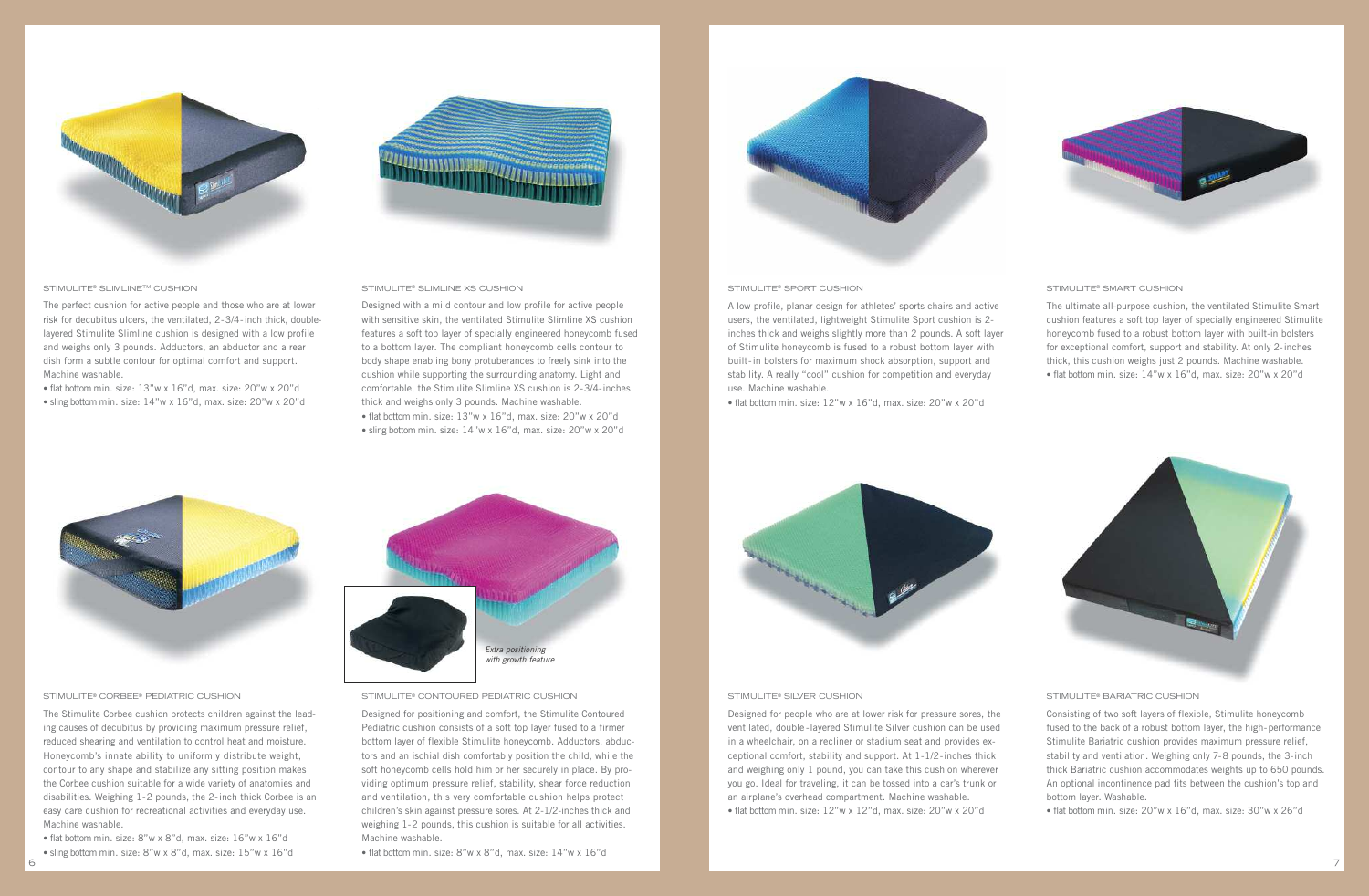### STIMULITE® SLIMLINE™ CUSHION

The perfect cushion for active people and those who are at lower risk for decubitus ulcers, the ventilated, 2-3/4-inch thick, double-layered Stimulite Slimline cushion is designed with a low profile and weighs only 3 pounds. Adductors, an abductor and a rear dish form a subtle contour for optimal comfort and support. Machine washable.

- flat bottom min. size: 13"w x 16"d, max. size: 20"w x 20"d
- sling bottom min. size: 14"w x 16"d, max. size: 20"w x 20"d

### STIMULITE® SLIMLINE XS CUSHION

Designed with a mild contour and low profile for active people with sensitive skin, the ventilated Stimulite Slimline XS cushion features a soft top layer of specially engineered honeycomb fused to a bottom layer. The compliant honeycomb cells contour to body shape enabling bony protuberances to freely sink into the cushion while supporting the surrounding anatomy. Light and comfortable, the Stimulite Slimline XS cushion is 2-3/4-inches thick and weighs only 3 pounds. Machine washable.

- flat bottom min. size: 13"w x 16"d, max. size: 20"w x 20"d
- sling bottom min. size: 14"w x 16"d, max. size: 20"w x 20"d

### STIMULITE® CORBEE® PEDIATRIC CUSHION

The Stimulite Corbee cushion protects children against the leading causes of decubitus by providing maximum pressure relief, reduced shearing and ventilation to control heat and moisture. Honeycomb's innate ability to uniformly distribute weight, contour to any shape and stabilize any sitting position makes the Corbee cushion suitable for a wide variety of anatomies and disabilities. Weighing 1-2 pounds, the 2-inch thick Corbee is an easy care cushion for recreational activities and everyday use. Machine washable.

- flat bottom min. size: 8"w x 8"d, max. size: 16"w x 16"d
- sling bottom min. size: 8"w x 8"d, max. size: 15"w x 16"d

### STIMULITE® CONTOURED PEDIATRIC CUSHION

*Extra positioning with growth feature*

Designed for positioning and comfort, the Stimulite Contoured Pediatric cushion consists of a soft top layer fused to a firmer bottom layer of flexible Stimulite honeycomb. Adductors, abductors and an ischial dish comfortably position the child, while the soft honeycomb cells hold him or her securely in place. By providing optimum pressure relief, stability, shear force reduction and ventilation, this very comfortable cushion helps protect children's skin against pressure sores. At 2-1/2-inches thick and weighing 1-2 pounds, this cushion is suitable for all activities. Machine washable.

- flat bottom min. size: 8"w x 8"d, max. size: 14"w x 16"d

### STIMULITE® SPORT CUSHION

A low profile, planar design for athletes' sports chairs and active users, the ventilated, lightweight Stimulite Sport cushion is 2-inches thick and weighs slightly more than 2 pounds. A soft layer of Stimulite honeycomb is fused to a robust bottom layer with built-in bolsters for maximum shock absorption, support and stability. A really "cool" cushion for competition and everyday use. Machine washable.

- flat bottom min. size: 12"w x 16"d, max. size: 20"w x 20"d

### STIMULITE® SMART CUSHION

The ultimate all-purpose cushion, the ventilated Stimulite Smart cushion features a soft top layer of specially engineered Stimulite honeycomb fused to a robust bottom layer with built-in bolsters for exceptional comfort, support and stability. At only 2-inches thick, this cushion weighs just 2 pounds. Machine washable.

- flat bottom min. size: 14"w x 16"d, max. size: 20"w x 20"d

### STIMULITE® SILVER CUSHION

Designed for people who are at lower risk for pressure sores, the ventilated, double-layered Stimulite Silver cushion can be used in a wheelchair, on a recliner or stadium seat and provides exceptional comfort, stability and support. At 1-1/2-inches thick and weighing only 1 pound, you can take this cushion wherever you go. Ideal for traveling, it can be tossed into a car's trunk or an airplane's overhead compartment. Machine washable.

- flat bottom min. size: 12"w x 12"d, max. size: 20"w x 20"d

### STIMULITE® BARIATRIC CUSHION

Consisting of two soft layers of flexible, Stimulite honeycomb fused to the back of a robust bottom layer, the high-performance Stimulite Bariatric cushion provides maximum pressure relief, stability and ventilation. Weighing only 7-8 pounds, the 3-inch thick Bariatric cushion accommodates weights up to 650 pounds. An optional incontinence pad fits between the cushion's top and bottom layer. Washable.

- flat bottom min. size: 20"w x 16"d, max. size: 30"w x 26"d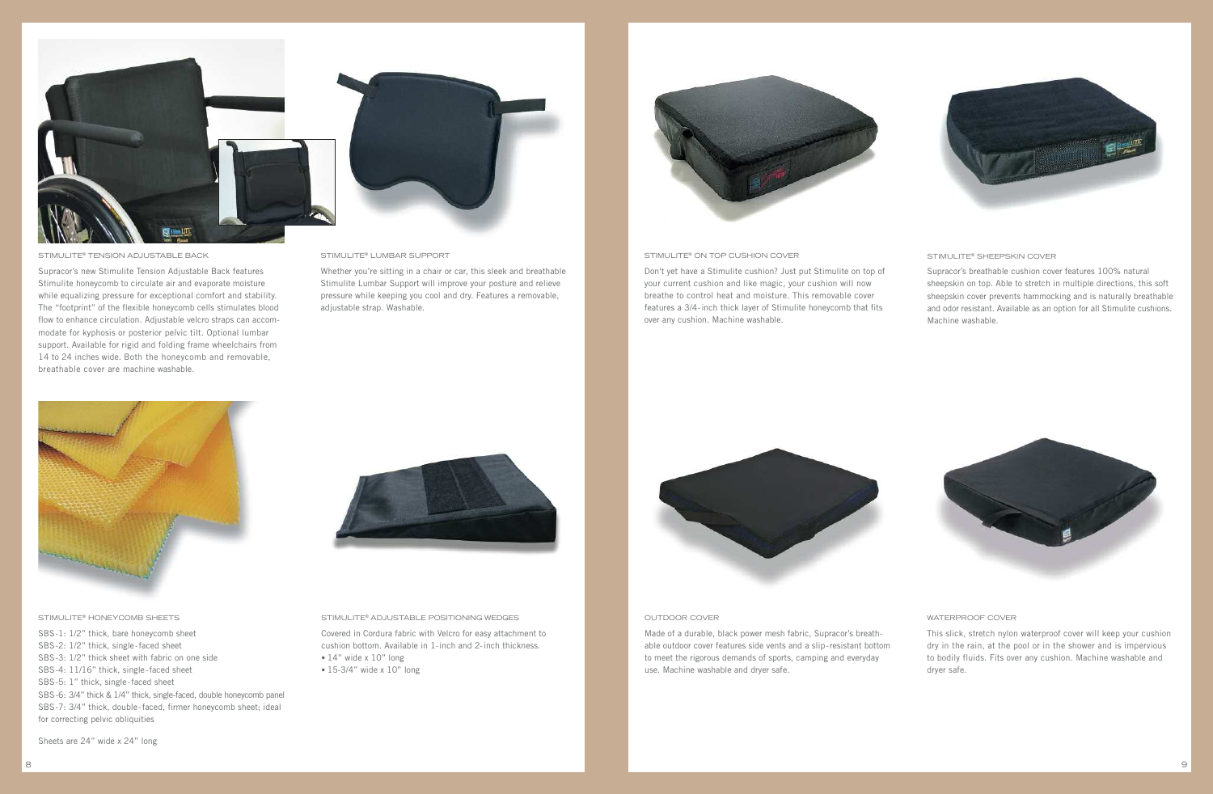### STIMULITE® TENSION ADJUSTABLE BACK

Supracor's new Stimulite Tension Adjustable Back features Stimulite honeycomb to circulate air and evaporate moisture while equalizing pressure for exceptional comfort and stability. The "footprint" of the flexible honeycomb cells stimulates blood flow to enhance circulation. Adjustable velcro straps can accommodate for kyphosis or posterior pelvic tilt. Optional lumbar support. Available for rigid and folding frame wheelchairs from 14 to 24 inches wide. Both the honeycomb and removable, breathable cover are machine washable.

### STIMULITE® LUMBAR SUPPORT

Whether you're sitting in a chair or car, this sleek and breathable Stimulite Lumbar Support will improve your posture and relieve pressure while keeping you cool and dry. Features a removable, adjustable strap. Washable.

### STIMULITE® HONEYCOMB SHEETS

SBS-1: 1/2" thick, bare honeycomb sheet
SBS-2: 1/2" thick, single-faced sheet
SBS-3: 1/2" thick sheet with fabric on one side
SBS-4: 11/16" thick, single-faced sheet
SBS-5: 1" thick, single-faced sheet
SBS-6: 3/4" thick & 1/4" thick, single-faced, double honeycomb panel
SBS-7: 3/4" thick, double-faced, firmer honeycomb sheet; ideal for correcting pelvic obliquities

Sheets are 24" wide x 24" long

### STIMULITE® ADJUSTABLE POSITIONING WEDGES

Covered in Cordura fabric with Velcro for easy attachment to cushion bottom. Available in 1-inch and 2-inch thickness.

- 14" wide x 10" long
- 15-3/4" wide x 10" long

### STIMULITE® ON TOP CUSHION COVER

Don't yet have a Stimulite cushion? Just put Stimulite on top of your current cushion and like magic, your cushion will now breathe to control heat and moisture. This removable cover features a 3/4-inch thick layer of Stimulite honeycomb that fits over any cushion. Machine washable.

### STIMULITE® SHEEPSKIN COVER

Supracor's breathable cushion cover features 100% natural sheepskin on top. Able to stretch in multiple directions, this soft sheepskin cover prevents hammocking and is naturally breathable and odor resistant. Available as an option for all Stimulite cushions. Machine washable.

### OUTDOOR COVER

Made of a durable, black power mesh fabric, Supracor's breathable outdoor cover features side vents and a slip-resistant bottom to meet the rigorous demands of sports, camping and everyday use. Machine washable and dryer safe.

### WATERPROOF COVER

This slick, stretch nylon waterproof cover will keep your cushion dry in the rain, at the pool or in the shower and is impervious to bodily fluids. Fits over any cushion. Machine washable and dryer safe.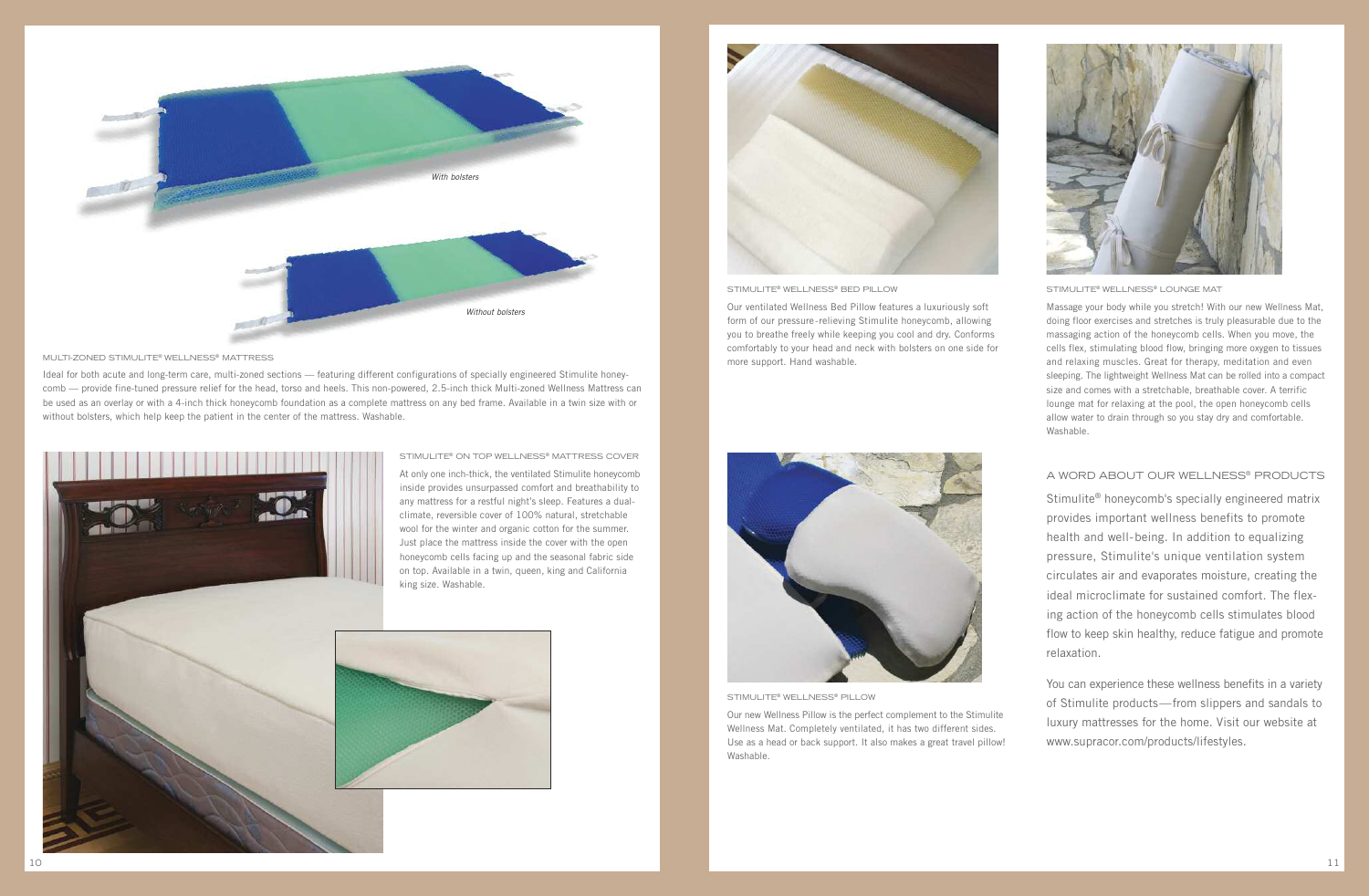*With bolsters*

*Without bolsters*

MULTI-ZONED STIMULITE® WELLNESS® MATTRESS

Ideal for both acute and long-term care, multi-zoned sections — featuring different configurations of specially engineered Stimulite honeycomb — provide fine-tuned pressure relief for the head, torso and heels. This non-powered, 2.5-inch thick Multi-zoned Wellness Mattress can be used as an overlay or with a 4-inch thick honeycomb foundation as a complete mattress on any bed frame. Available in a twin size with or without bolsters, which help keep the patient in the center of the mattress. Washable.

STIMULITE® ON TOP WELLNESS® MATTRESS COVER

At only one inch-thick, the ventilated Stimulite honeycomb inside provides unsurpassed comfort and breathability to any mattress for a restful night's sleep. Features a dual-climate, reversible cover of 100% natural, stretchable wool for the winter and organic cotton for the summer. Just place the mattress inside the cover with the open honeycomb cells facing up and the seasonal fabric side on top. Available in a twin, queen, king and California king size. Washable.

STIMULITE® WELLNESS® BED PILLOW

Our ventilated Wellness Bed Pillow features a luxuriously soft form of our pressure-relieving Stimulite honeycomb, allowing you to breathe freely while keeping you cool and dry. Conforms comfortably to your head and neck with bolsters on one side for more support. Hand washable.

STIMULITE® WELLNESS® PILLOW

Our new Wellness Pillow is the perfect complement to the Stimulite Wellness Mat. Completely ventilated, it has two different sides. Use as a head or back support. It also makes a great travel pillow! Washable.

STIMULITE® WELLNESS® LOUNGE MAT

Massage your body while you stretch! With our new Wellness Mat, doing floor exercises and stretches is truly pleasurable due to the massaging action of the honeycomb cells. When you move, the cells flex, stimulating blood flow, bringing more oxygen to tissues and relaxing muscles. Great for therapy, meditation and even sleeping. The lightweight Wellness Mat can be rolled into a compact size and comes with a stretchable, breathable cover. A terrific lounge mat for relaxing at the pool, the open honeycomb cells allow water to drain through so you stay dry and comfortable. Washable.

## A WORD ABOUT OUR WELLNESS® PRODUCTS

Stimulite® honeycomb's specially engineered matrix provides important wellness benefits to promote health and well-being. In addition to equalizing pressure, Stimulite's unique ventilation system circulates air and evaporates moisture, creating the ideal microclimate for sustained comfort. The flexing action of the honeycomb cells stimulates blood flow to keep skin healthy, reduce fatigue and promote relaxation.

You can experience these wellness benefits in a variety of Stimulite products — from slippers and sandals to luxury mattresses for the home. Visit our website at www.supracor.com/products/lifestyles.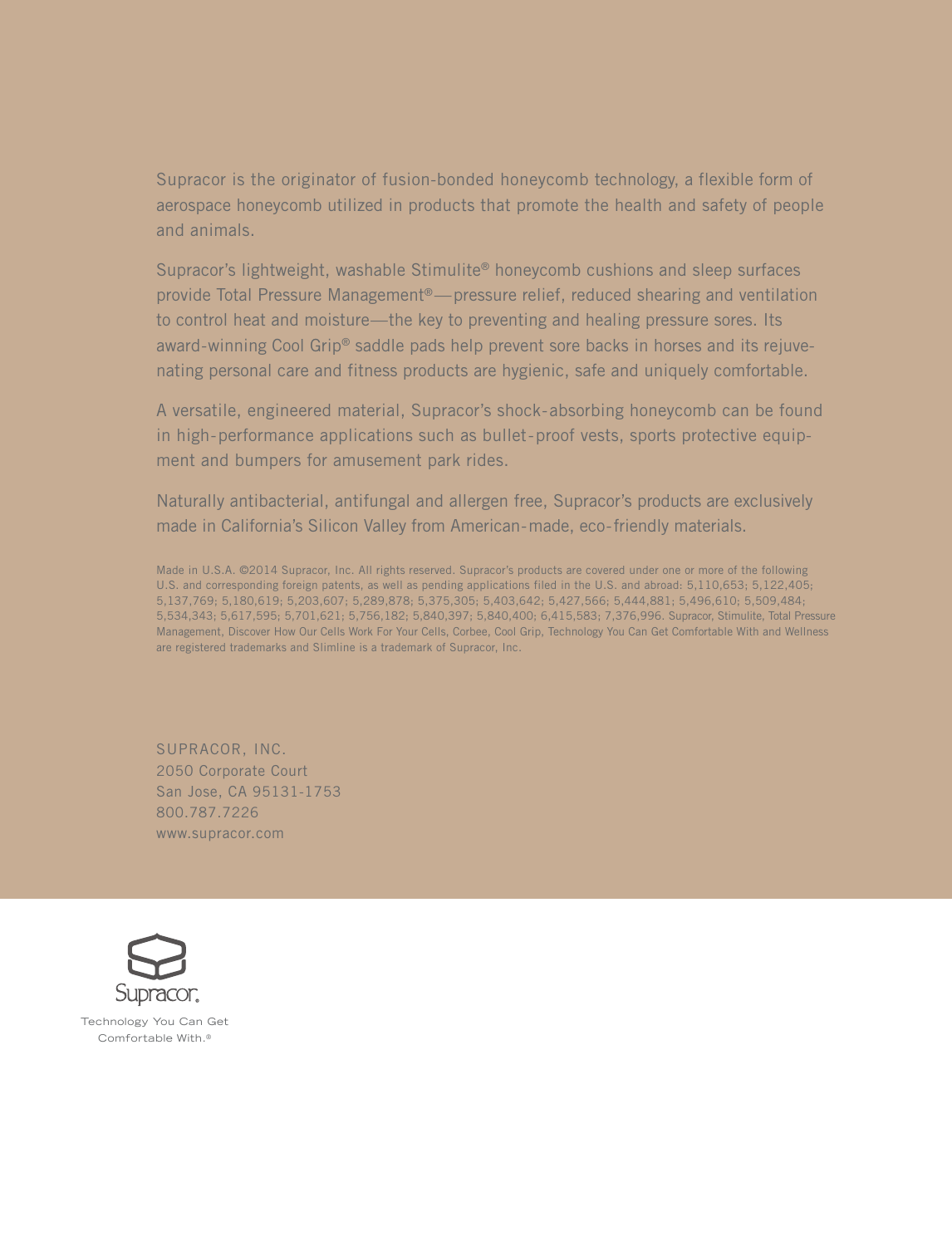Supracor is the originator of fusion-bonded honeycomb technology, a flexible form of aerospace honeycomb utilized in products that promote the health and safety of people and animals.

Supracor's lightweight, washable Stimulite® honeycomb cushions and sleep surfaces provide Total Pressure Management®—pressure relief, reduced shearing and ventilation to control heat and moisture—the key to preventing and healing pressure sores. Its award-winning Cool Grip® saddle pads help prevent sore backs in horses and its rejuvenating personal care and fitness products are hygienic, safe and uniquely comfortable.

A versatile, engineered material, Supracor's shock-absorbing honeycomb can be found in high-performance applications such as bullet-proof vests, sports protective equipment and bumpers for amusement park rides.

Naturally antibacterial, antifungal and allergen free, Supracor's products are exclusively made in California's Silicon Valley from American-made, eco-friendly materials.

Made in U.S.A. ©2014 Supracor, Inc. All rights reserved. Supracor's products are covered under one or more of the following U.S. and corresponding foreign patents, as well as pending applications filed in the U.S. and abroad: 5,110,653; 5,122,405; 5,137,769; 5,180,619; 5,203,607; 5,289,878; 5,375,305; 5,403,642; 5,427,566; 5,444,881; 5,496,610; 5,509,484; 5,534,343; 5,617,595; 5,701,621; 5,756,182; 5,840,397; 5,840,400; 6,415,583; 7,376,996. Supracor, Stimulite, Total Pressure Management, Discover How Our Cells Work For Your Cells, Corbee, Cool Grip, Technology You Can Get Comfortable With and Wellness are registered trademarks and Slimline is a trademark of Supracor, Inc.

SUPRACOR, INC.
2050 Corporate Court
San Jose, CA 95131-1753
800.787.7226
www.supracor.com

Supracor.

Technology You Can Get Comfortable With.®